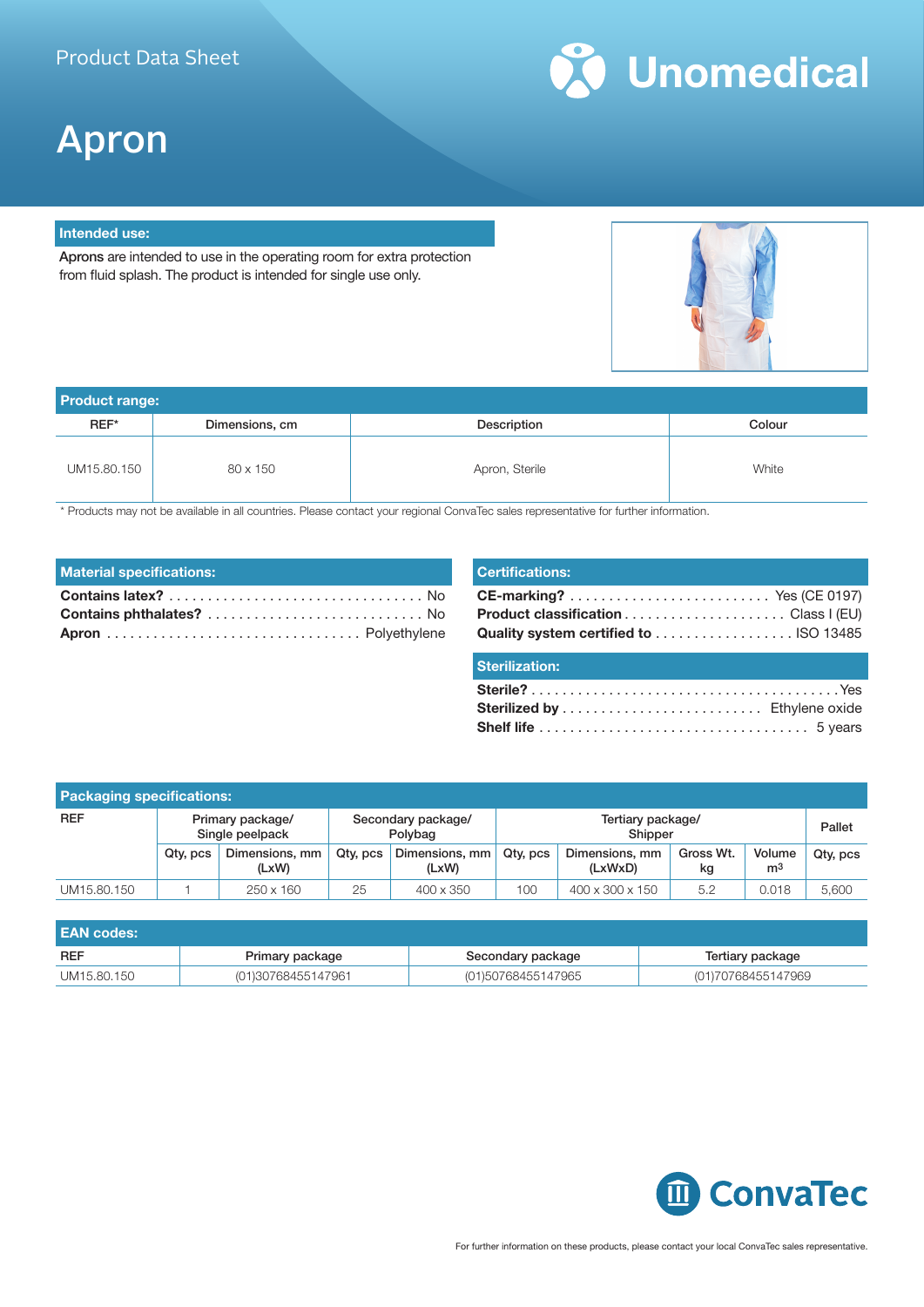Product Data Sheet

Unomedical

# Apron

## Intended use:

Aprons are intended to use in the operating room for extra protection from fluid splash. The product is intended for single use only.

## Product range:

| REF* | Dimensions, cm | Description | Colour |
|---|---|---|---|
| UM15.80.150 | 80 x 150 | Apron, Sterile | White |

* Products may not be available in all countries. Please contact your regional ConvaTec sales representative for further information.

## Material specifications:

**Contains latex?** ................................ No
**Contains phthalates?** ............................ No
**Apron** ................................ Polyethylene

## Certifications:

**CE-marking?** .......................... Yes (CE 0197)
**Product classification** ..................... Class I (EU)
**Quality system certified to** .................. ISO 13485

## Sterilization:

**Sterile?** ........................................Yes
**Sterilized by** .......................... Ethylene oxide
**Shelf life** .................................. 5 years

## Packaging specifications:

| REF | Primary package/ Single peelpack | | Secondary package/ Polybag | | Tertiary package/ Shipper | | | | Pallet |
|---|---|---|---|---|---|---|---|---|---|
| | Qty, pcs | Dimensions, mm (LxW) | Qty, pcs | Dimensions, mm (LxW) | Qty, pcs | Dimensions, mm (LxWxD) | Gross Wt. kg | Volume $m^3$ | Qty, pcs |
| UM15.80.150 | 1 | 250 x 160 | 25 | 400 x 350 | 100 | 400 x 300 x 150 | 5.2 | 0.018 | 5,600 |

## EAN codes:

| REF | Primary package | Secondary package | Tertiary package |
|---|---|---|---|
| UM15.80.150 | (01)30768455147961 | (01)50768455147965 | (01)70768455147969 |

ConvaTec

For further information on these products, please contact your local ConvaTec sales representative.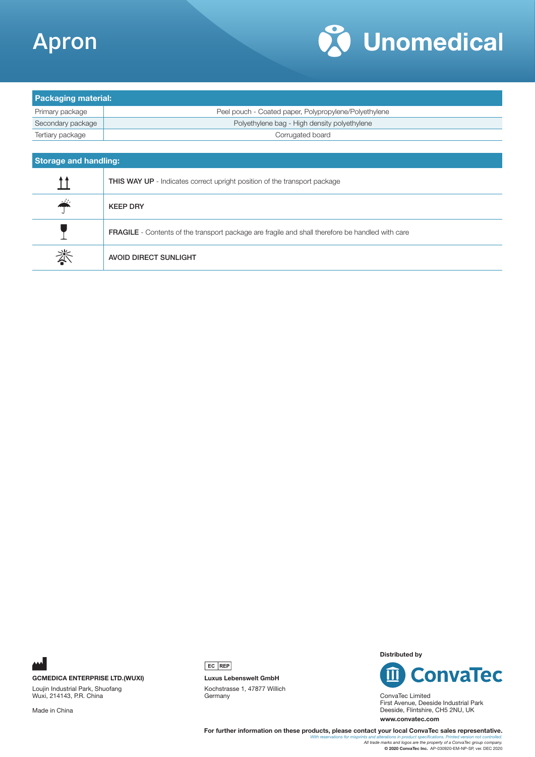# Apron

Unomedical

| Packaging material: | |
|---|---|
| Primary package | Peel pouch - Coated paper, Polypropylene/Polyethylene |
| Secondary package | Polyethylene bag - High density polyethylene |
| Tertiary package | Corrugated board |

| Storage and handling: | |
|---|---|
| | **THIS WAY UP** - Indicates correct upright position of the transport package |
| | **KEEP DRY** |
| | **FRAGILE** - Contents of the transport package are fragile and shall therefore be handled with care |
| | **AVOID DIRECT SUNLIGHT** |

**GCMEDICA ENTERPRISE LTD.(WUXI)**
Loujin Industrial Park, Shuofang
Wuxi, 214143, P.R. China

Made in China

EC REP

**Luxus Lebenswelt GmbH**
Kochstrasse 1, 47877 Willich
Germany

**Distributed by**

ConvaTec

ConvaTec Limited
First Avenue, Deeside Industrial Park
Deeside, Flintshire, CH5 2NU, UK
**www.convatec.com**

**For further information on these products, please contact your local ConvaTec sales representative.**

*With reservations for misprints and alterations in product specifications. Printed version not controlled.*
*All trade marks and logos are the property of a ConvaTec group company.*
**© 2020 ConvaTec Inc.** AP-030920-EM-NP-SP, ver. DEC 2020